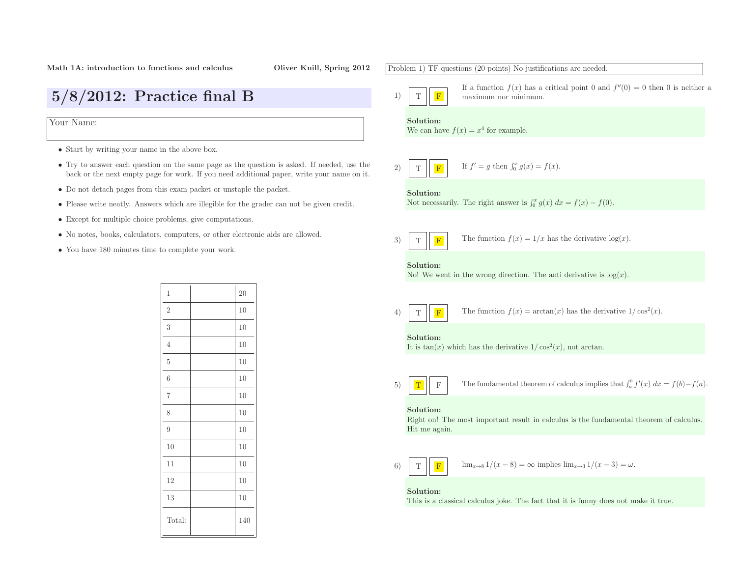Math 1A: introduction to functions and calculus — Oliver Knill, Spring 2012

# 5/8/2012: Practice final B

Your Name:

- Start by writing your name in the above box.
- Try to answer each question on the same page as the question is asked. If needed, use the back or the next empty page for work. If you need additional paper, write your name on it.
- Do not detach pages from this exam packet or unstaple the packet.
- Please write neatly. Answers which are illegible for the grader can not be given credit.
- Except for multiple choice problems, give computations.
- No notes, books, calculators, computers, or other electronic aids are allowed.
- You have 180 minutes time to complete your work.

| | | |
|---|---|---|
| 1 | | 20 |
| 2 | | 10 |
| 3 | | 10 |
| 4 | | 10 |
| 5 | | 10 |
| 6 | | 10 |
| 7 | | 10 |
| 8 | | 10 |
| 9 | | 10 |
| 10 | | 10 |
| 11 | | 10 |
| 12 | | 10 |
| 13 | | 10 |
| Total: | | 140 |

Problem 1) TF questions (20 points) No justifications are needed.

1) T **F** If a function $f(x)$ has a critical point 0 and $f''(0) = 0$ then 0 is neither a maximum nor minimum.

**Solution:**
We can have $f(x) = x^4$ for example.

2) T **F** If $f' = g$ then $\int_0^x g(x) = f(x)$.

**Solution:**
Not necessarily. The right answer is $\int_0^x g(x)\,dx = f(x) - f(0)$.

3) T **F** The function $f(x) = 1/x$ has the derivative $\log(x)$.

**Solution:**
No! We went in the wrong direction. The anti derivative is $\log(x)$.

4) T **F** The function $f(x) = \arctan(x)$ has the derivative $1/\cos^2(x)$.

**Solution:**
It is $\tan(x)$ which has the derivative $1/\cos^2(x)$, not arctan.

5) **T** F The fundamental theorem of calculus implies that $\int_a^b f'(x)\,dx = f(b) - f(a)$.

**Solution:**
Right on! The most important result in calculus is the fundamental theorem of calculus. Hit me again.

6) T **F** $\lim_{x\to 8} 1/(x-8) = \infty$ implies $\lim_{x\to 3} 1/(x-3) = \omega$.

**Solution:**
This is a classical calculus joke. The fact that it is funny does not make it true.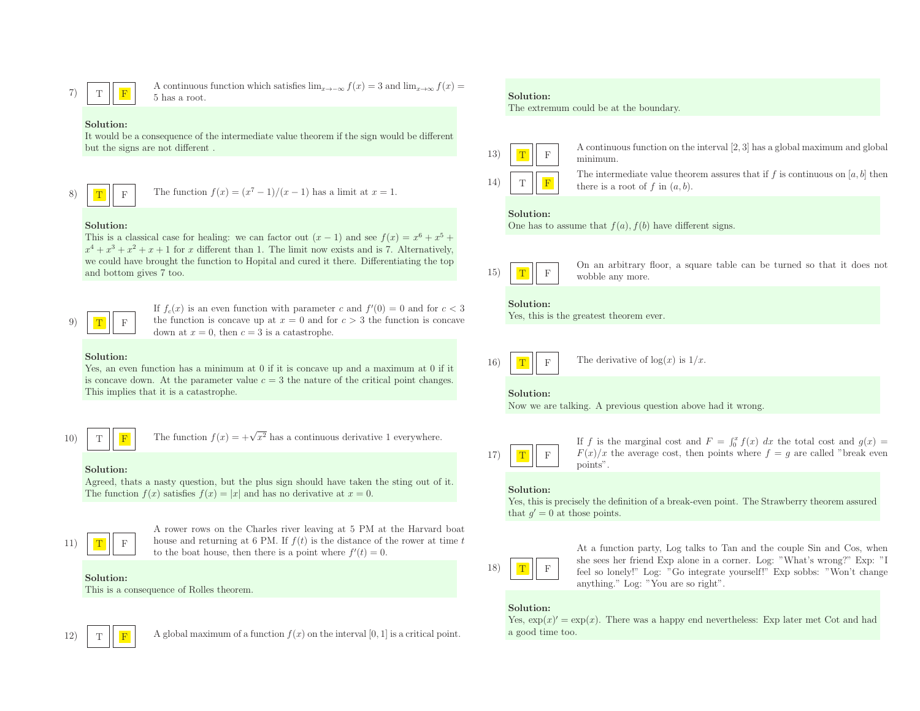7) T **F** A continuous function which satisfies $\lim_{x \to -\infty} f(x) = 3$ and $\lim_{x \to \infty} f(x) = 5$ has a root.

**Solution:**
It would be a consequence of the intermediate value theorem if the sign would be different but the signs are not different .

8) **T** F The function $f(x) = (x^7 - 1)/(x - 1)$ has a limit at $x = 1$.

**Solution:**
This is a classical case for healing: we can factor out $(x - 1)$ and see $f(x) = x^6 + x^5 + x^4 + x^3 + x^2 + x + 1$ for $x$ different than 1. The limit now exists and is 7. Alternatively, we could have brought the function to Hopital and cured it there. Differentiating the top and bottom gives 7 too.

9) **T** F If $f_c(x)$ is an even function with parameter $c$ and $f'(0) = 0$ and for $c < 3$ the function is concave up at $x = 0$ and for $c > 3$ the function is concave down at $x = 0$, then $c = 3$ is a catastrophe.

**Solution:**
Yes, an even function has a minimum at 0 if it is concave up and a maximum at 0 if it is concave down. At the parameter value $c = 3$ the nature of the critical point changes. This implies that it is a catastrophe.

10) T **F** The function $f(x) = +\sqrt{x^2}$ has a continuous derivative 1 everywhere.

**Solution:**
Agreed, thats a nasty question, but the plus sign should have taken the sting out of it. The function $f(x)$ satisfies $f(x) = |x|$ and has no derivative at $x = 0$.

11) **T** F A rower rows on the Charles river leaving at 5 PM at the Harvard boat house and returning at 6 PM. If $f(t)$ is the distance of the rower at time $t$ to the boat house, then there is a point where $f'(t) = 0$.

**Solution:**
This is a consequence of Rolles theorem.

12) T **F** A global maximum of a function $f(x)$ on the interval $[0, 1]$ is a critical point.

**Solution:**
The extremum could be at the boundary.

13) **T** F A continuous function on the interval $[2, 3]$ has a global maximum and global minimum.

14) T **F** The intermediate value theorem assures that if $f$ is continuous on $[a, b]$ then there is a root of $f$ in $(a, b)$.

**Solution:**
One has to assume that $f(a), f(b)$ have different signs.

15) **T** F On an arbitrary floor, a square table can be turned so that it does not wobble any more.

**Solution:**
Yes, this is the greatest theorem ever.

16) **T** F The derivative of $\log(x)$ is $1/x$.

**Solution:**
Now we are talking. A previous question above had it wrong.

17) **T** F If $f$ is the marginal cost and $F = \int_0^x f(x)\, dx$ the total cost and $g(x) = F(x)/x$ the average cost, then points where $f = g$ are called "break even points".

**Solution:**
Yes, this is precisely the definition of a break-even point. The Strawberry theorem assured that $g' = 0$ at those points.

18) **T** F At a function party, Log talks to Tan and the couple Sin and Cos, when she sees her friend Exp alone in a corner. Log: "What's wrong?" Exp: "I feel so lonely!" Log: "Go integrate yourself!" Exp sobbs: "Won't change anything." Log: "You are so right".

**Solution:**
Yes, $\exp(x)' = \exp(x)$. There was a happy end nevertheless: Exp later met Cot and had a good time too.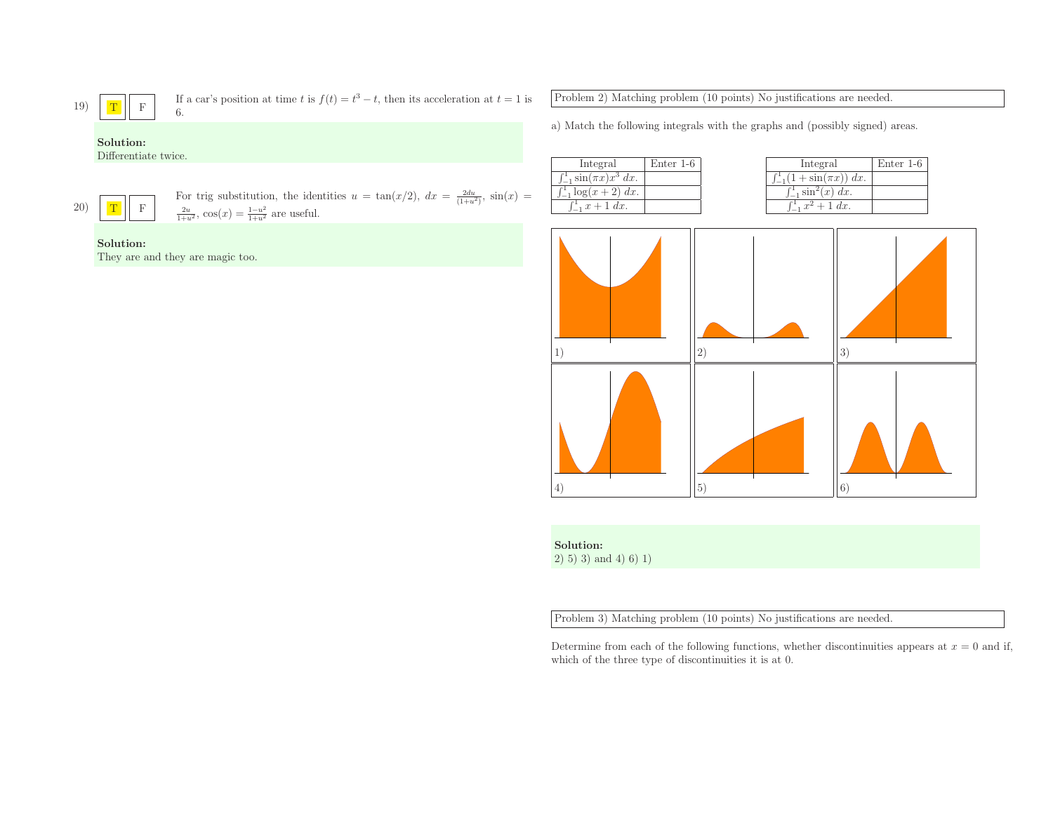19) T F If a car's position at time $t$ is $f(t) = t^3 - t$, then its acceleration at $t = 1$ is 6.

**Solution:**
Differentiate twice.

20) T F For trig substitution, the identities $u = \tan(x/2)$, $dx = \frac{2du}{(1+u^2)}$, $\sin(x) = \frac{2u}{1+u^2}$, $\cos(x) = \frac{1-u^2}{1+u^2}$ are useful.

**Solution:**
They are and they are magic too.

Problem 2) Matching problem (10 points) No justifications are needed.

a) Match the following integrals with the graphs and (possibly signed) areas.

| Integral | Enter 1-6 |
|---|---|
| $\int_{-1}^{1} \sin(\pi x)x^3 \, dx$. | |
| $\int_{-1}^{1} \log(x+2) \, dx$. | |
| $\int_{-1}^{1} x + 1 \, dx$. | |

| Integral | Enter 1-6 |
|---|---|
| $\int_{-1}^{1} (1 + \sin(\pi x)) \, dx$. | |
| $\int_{-1}^{1} \sin^2(x) \, dx$. | |
| $\int_{-1}^{1} x^2 + 1 \, dx$. | |

1) 2) 3) 4) 5) 6)

**Solution:**
2) 5) 3) and 4) 6) 1)

Problem 3) Matching problem (10 points) No justifications are needed.

Determine from each of the following functions, whether discontinuities appears at $x = 0$ and if, which of the three type of discontinuities it is at 0.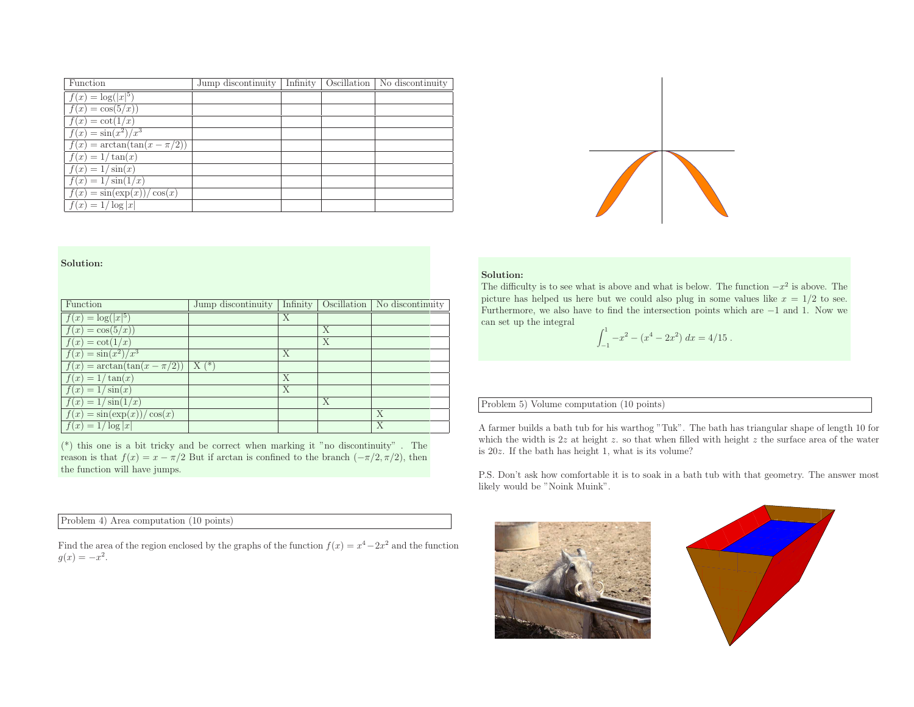| Function | Jump discontinuity | Infinity | Oscillation | No discontinuity |
|---|---|---|---|---|
| $f(x) = \log(\|x\|^5)$ | | | | |
| $f(x) = \cos(5/x))$ | | | | |
| $f(x) = \cot(1/x)$ | | | | |
| $f(x) = \sin(x^2)/x^3$ | | | | |
| $f(x) = \arctan(\tan(x - \pi/2))$ | | | | |
| $f(x) = 1/\tan(x)$ | | | | |
| $f(x) = 1/\sin(x)$ | | | | |
| $f(x) = 1/\sin(1/x)$ | | | | |
| $f(x) = \sin(\exp(x))/\cos(x)$ | | | | |
| $f(x) = 1/\log\|x\|$ | | | | |

**Solution:**

| Function | Jump discontinuity | Infinity | Oscillation | No discontinuity |
|---|---|---|---|---|
| $f(x) = \log(\|x\|^5)$ | | X | | |
| $f(x) = \cos(5/x))$ | | | X | |
| $f(x) = \cot(1/x)$ | | | X | |
| $f(x) = \sin(x^2)/x^3$ | | X | | |
| $f(x) = \arctan(\tan(x - \pi/2))$ | X (*) | | | |
| $f(x) = 1/\tan(x)$ | | X | | |
| $f(x) = 1/\sin(x)$ | | X | | |
| $f(x) = 1/\sin(1/x)$ | | | X | |
| $f(x) = \sin(\exp(x))/\cos(x)$ | | | | X |
| $f(x) = 1/\log\|x\|$ | | | | X |

(*) this one is a bit tricky and be correct when marking it "no discontinuity" . The reason is that $f(x) = x - \pi/2$ But if arctan is confined to the branch $(-\pi/2, \pi/2)$, then the function will have jumps.

Problem 4) Area computation (10 points)

Find the area of the region enclosed by the graphs of the function $f(x) = x^4 - 2x^2$ and the function $g(x) = -x^2$.

**Solution:**
The difficulty is to see what is above and what is below. The function $-x^2$ is above. The picture has helped us here but we could also plug in some values like $x = 1/2$ to see. Furthermore, we also have to find the intersection points which are $-1$ and 1. Now we can set up the integral

$$\int_{-1}^{1} -x^2 - (x^4 - 2x^2)\, dx = 4/15 .$$

Problem 5) Volume computation (10 points)

A farmer builds a bath tub for his warthog "Tuk". The bath has triangular shape of length 10 for which the width is $2z$ at height $z$. so that when filled with height $z$ the surface area of the water is $20z$. If the bath has height 1, what is its volume?

P.S. Don't ask how comfortable it is to soak in a bath tub with that geometry. The answer most likely would be "Noink Muink".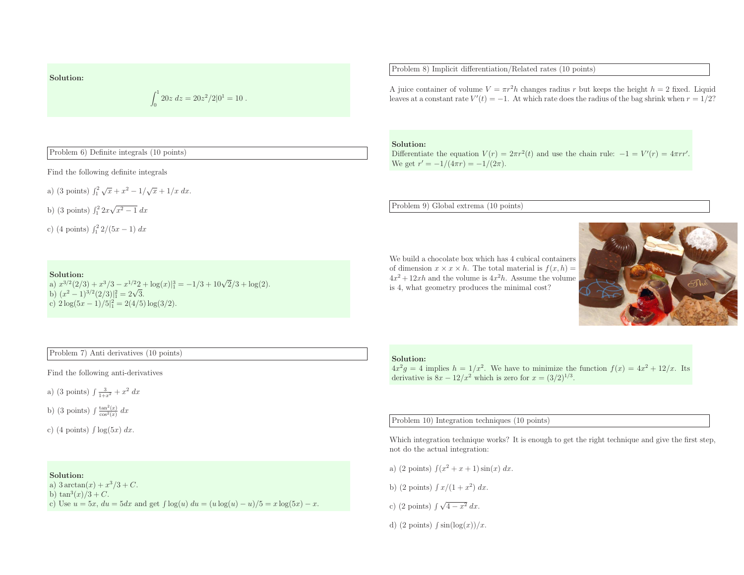**Solution:**

$$\int_0^1 20z\ dz = 20z^2/2|0^1 = 10\ .$$

Problem 6) Definite integrals (10 points)

Find the following definite integrals

a) (3 points) $\int_1^2 \sqrt{x} + x^2 - 1/\sqrt{x} + 1/x\ dx$.

b) (3 points) $\int_1^2 2x\sqrt{x^2-1}\ dx$

c) (4 points) $\int_1^2 2/(5x-1)\ dx$

**Solution:**
a) $x^{3/2}(2/3) + x^3/3 - x^{1/2}2 + \log(x)|_1^3 = -1/3 + 10\sqrt{2}/3 + \log(2)$.
b) $(x^2-1)^{3/2}(2/3)|_1^2 = 2\sqrt{3}$.
c) $2\log(5x-1)/5|_1^2 = 2(4/5)\log(3/2)$.

Problem 7) Anti derivatives (10 points)

Find the following anti-derivatives

a) (3 points) $\int \frac{3}{1+x^2} + x^2\ dx$

b) (3 points) $\int \frac{\tan^2(x)}{\cos^2(x)}\ dx$

c) (4 points) $\int \log(5x)\ dx$.

**Solution:**
a) $3\arctan(x) + x^3/3 + C$.
b) $\tan^3(x)/3 + C$.
c) Use $u = 5x$, $du = 5dx$ and get $\int \log(u)\ du = (u\log(u) - u)/5 = x\log(5x) - x$.

Problem 8) Implicit differentiation/Related rates (10 points)

A juice container of volume $V = \pi r^2 h$ changes radius $r$ but keeps the height $h = 2$ fixed. Liquid leaves at a constant rate $V'(t) = -1$. At which rate does the radius of the bag shrink when $r = 1/2$?

**Solution:**
Differentiate the equation $V(r) = 2\pi r^2(t)$ and use the chain rule: $-1 = V'(r) = 4\pi r r'$. We get $r' = -1/(4\pi r) = -1/(2\pi)$.

Problem 9) Global extrema (10 points)

We build a chocolate box which has 4 cubical containers of dimension $x \times x \times h$. The total material is $f(x,h) = 4x^2 + 12xh$ and the volume is $4x^2h$. Assume the volume is 4, what geometry produces the minimal cost?

**Solution:**
$4x^2g = 4$ implies $h = 1/x^2$. We have to minimize the function $f(x) = 4x^2 + 12/x$. Its derivative is $8x - 12/x^2$ which is zero for $x = (3/2)^{1/3}$.

Problem 10) Integration techniques (10 points)

Which integration technique works? It is enough to get the right technique and give the first step, not do the actual integration:

a) (2 points) $\int (x^2 + x + 1)\sin(x)\ dx$.

b) (2 points) $\int x/(1+x^2)\ dx$.

c) (2 points) $\int \sqrt{4 - x^2}\ dx$.

d) (2 points) $\int \sin(\log(x))/x$.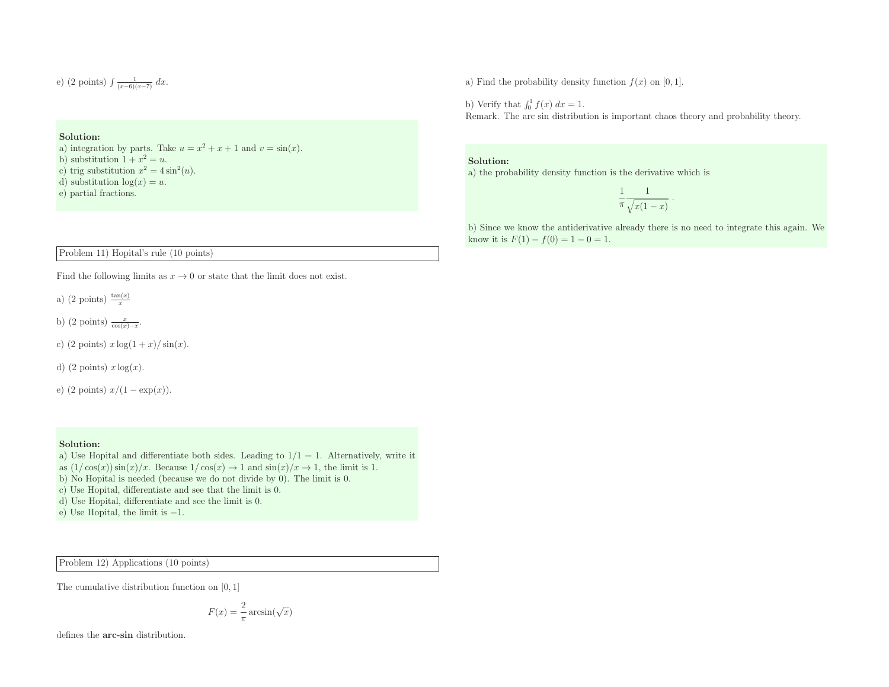e) (2 points) $\int \frac{1}{(x-6)(x-7)}\,dx$.

**Solution:**
a) integration by parts. Take $u = x^2 + x + 1$ and $v = \sin(x)$.
b) substitution $1 + x^2 = u$.
c) trig substitution $x^2 = 4\sin^2(u)$.
d) substitution $\log(x) = u$.
e) partial fractions.

Problem 11) Hopital's rule (10 points)

Find the following limits as $x \to 0$ or state that the limit does not exist.

a) (2 points) $\frac{\tan(x)}{x}$

b) (2 points) $\frac{x}{\cos(x)-x}$.

c) (2 points) $x\log(1+x)/\sin(x)$.

d) (2 points) $x\log(x)$.

e) (2 points) $x/(1-\exp(x))$.

**Solution:**
a) Use Hopital and differentiate both sides. Leading to $1/1 = 1$. Alternatively, write it as $(1/\cos(x))\sin(x)/x$. Because $1/\cos(x) \to 1$ and $\sin(x)/x \to 1$, the limit is 1.
b) No Hopital is needed (because we do not divide by 0). The limit is 0.
c) Use Hopital, differentiate and see that the limit is 0.
d) Use Hopital, differentiate and see the limit is 0.
e) Use Hopital, the limit is $-1$.

Problem 12) Applications (10 points)

The cumulative distribution function on $[0,1]$

$$F(x) = \frac{2}{\pi}\arcsin(\sqrt{x})$$

defines the **arc-sin** distribution.

a) Find the probability density function $f(x)$ on $[0,1]$.

b) Verify that $\int_0^1 f(x)\,dx = 1$.
Remark. The arc sin distribution is important chaos theory and probability theory.

**Solution:**
a) the probability density function is the derivative which is

$$\frac{1}{\pi}\frac{1}{\sqrt{x(1-x)}} .$$

b) Since we know the antiderivative already there is no need to integrate this again. We know it is $F(1) - f(0) = 1 - 0 = 1$.